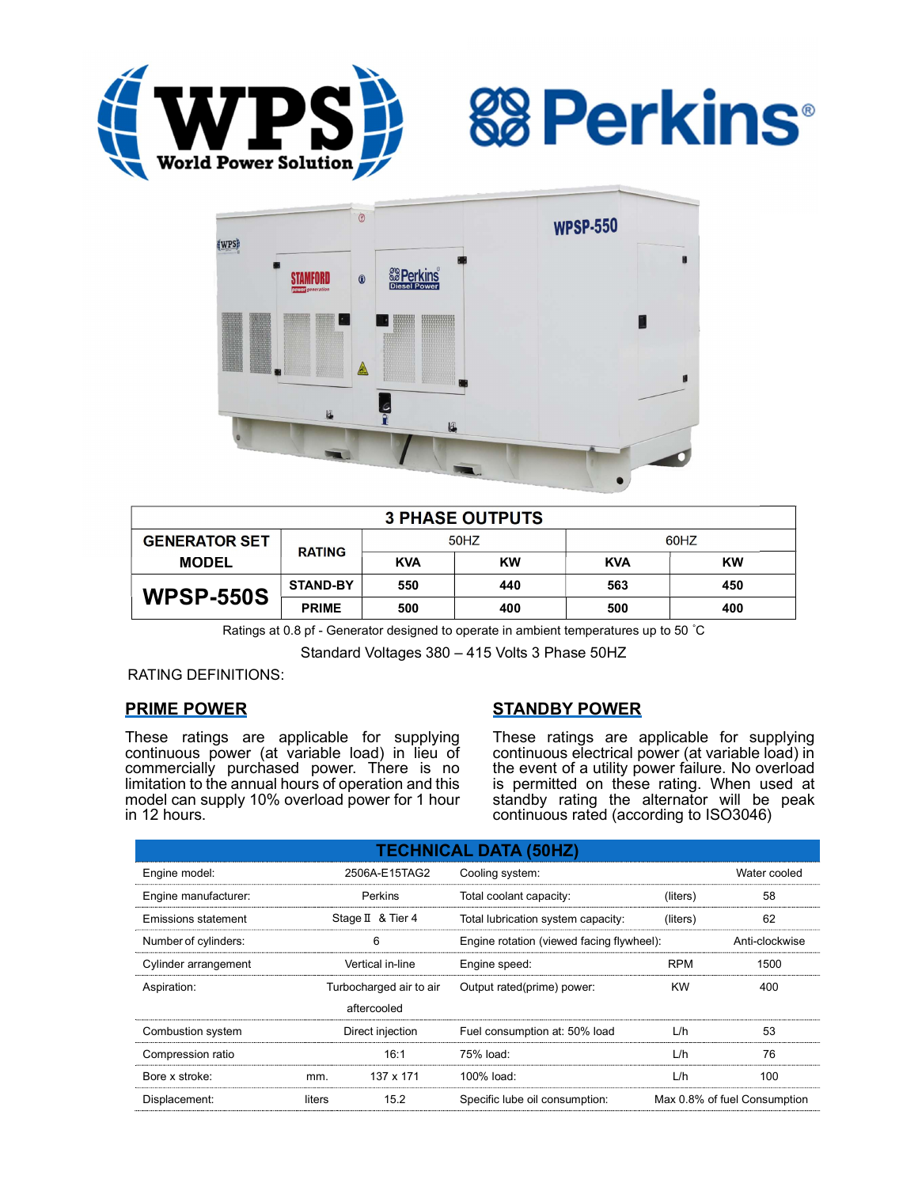# WPS World Power Solution — Perkins

| 3 PHASE OUTPUTS | | | | | |
|---|---|---|---|---|---|
| GENERATOR SET MODEL | RATING | 50HZ | | 60HZ | |
| | | KVA | KW | KVA | KW |
| **WPSP-550S** | STAND-BY | 550 | 440 | 563 | 450 |
| | PRIME | 500 | 400 | 500 | 400 |

Ratings at 0.8 pf - Generator designed to operate in ambient temperatures up to 50 ˚C

Standard Voltages 380 – 415 Volts 3 Phase 50HZ

RATING DEFINITIONS:

## PRIME POWER

These ratings are applicable for supplying continuous power (at variable load) in lieu of commercially purchased power. There is no limitation to the annual hours of operation and this model can supply 10% overload power for 1 hour in 12 hours.

## STANDBY POWER

These ratings are applicable for supplying continuous electrical power (at variable load) in the event of a utility power failure. No overload is permitted on these rating. When used at standby rating the alternator will be peak continuous rated (according to ISO3046)

| TECHNICAL DATA (50HZ) | | | | | |
|---|---|---|---|---|---|
| Engine model: | | 2506A-E15TAG2 | Cooling system: | | Water cooled |
| Engine manufacturer: | | Perkins | Total coolant capacity: | (liters) | 58 |
| Emissions statement | | Stage Ⅱ & Tier 4 | Total lubrication system capacity: | (liters) | 62 |
| Number of cylinders: | | 6 | Engine rotation (viewed facing flywheel): | | Anti-clockwise |
| Cylinder arrangement | | Vertical in-line | Engine speed: | RPM | 1500 |
| Aspiration: | | Turbocharged air to air aftercooled | Output rated(prime) power: | KW | 400 |
| Combustion system | | Direct injection | Fuel consumption at: 50% load | L/h | 53 |
| Compression ratio | | 16:1 | 75% load: | L/h | 76 |
| Bore x stroke: | mm. | 137 x 171 | 100% load: | L/h | 100 |
| Displacement: | liters | 15.2 | Specific lube oil consumption: | | Max 0.8% of fuel Consumption |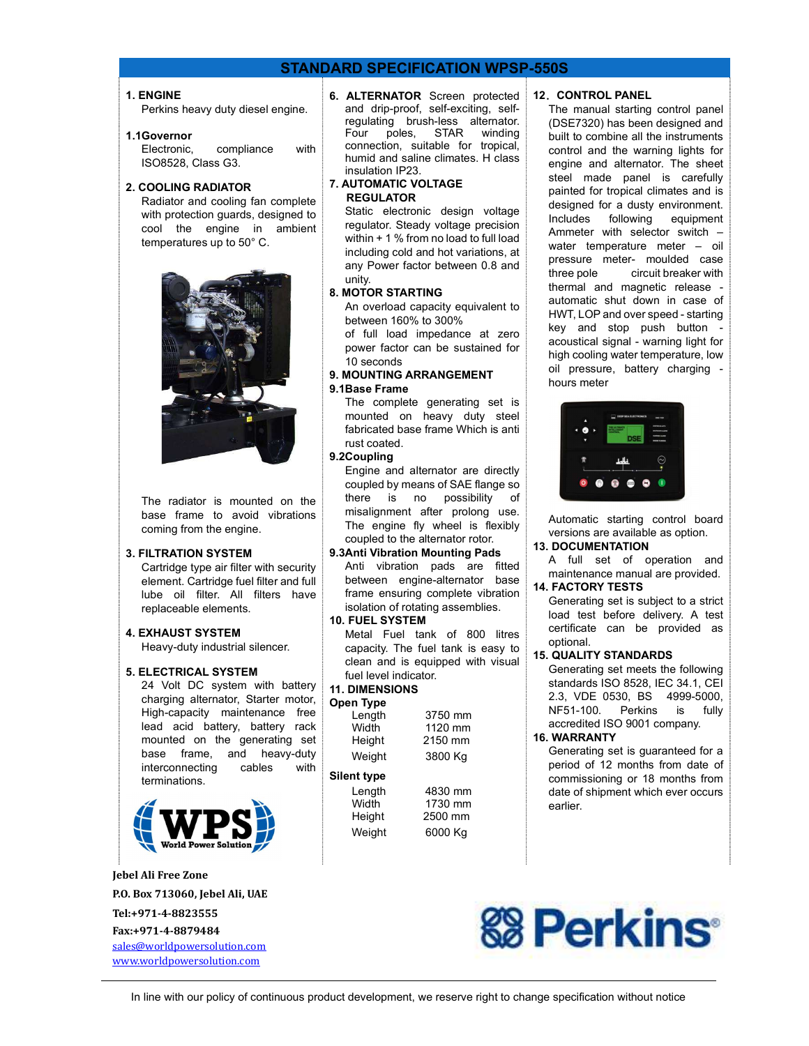# STANDARD SPECIFICATION WPSP-550S

### 1. ENGINE

Perkins heavy duty diesel engine.

### 1.1Governor

Electronic, compliance with ISO8528, Class G3.

### 2. COOLING RADIATOR

Radiator and cooling fan complete with protection guards, designed to cool the engine in ambient temperatures up to 50° C.

The radiator is mounted on the base frame to avoid vibrations coming from the engine.

### 3. FILTRATION SYSTEM

Cartridge type air filter with security element. Cartridge fuel filter and full lube oil filter. All filters have replaceable elements.

### 4. EXHAUST SYSTEM

Heavy-duty industrial silencer.

### 5. ELECTRICAL SYSTEM

24 Volt DC system with battery charging alternator, Starter motor, High-capacity maintenance free lead acid battery, battery rack mounted on the generating set base frame, and heavy-duty interconnecting cables with terminations.

WPS World Power Solution

**Jebel Ali Free Zone**
**P.O. Box 713060, Jebel Ali, UAE**
**Tel:+971-4-8823555**
**Fax:+971-4-8879484**
sales@worldpowersolution.com
www.worldpowersolution.com

### 6. ALTERNATOR

Screen protected and drip-proof, self-exciting, self-regulating brush-less alternator. Four poles, STAR winding connection, suitable for tropical, humid and saline climates. H class insulation IP23.

### 7. AUTOMATIC VOLTAGE REGULATOR

Static electronic design voltage regulator. Steady voltage precision within + 1 % from no load to full load including cold and hot variations, at any Power factor between 0.8 and unity.

### 8. MOTOR STARTING

An overload capacity equivalent to between 160% to 300% of full load impedance at zero power factor can be sustained for 10 seconds

### 9. MOUNTING ARRANGEMENT

### 9.1Base Frame

The complete generating set is mounted on heavy duty steel fabricated base frame Which is anti rust coated.

### 9.2Coupling

Engine and alternator are directly coupled by means of SAE flange so there is no possibility of misalignment after prolong use. The engine fly wheel is flexibly coupled to the alternator rotor.

### 9.3Anti Vibration Mounting Pads

Anti vibration pads are fitted between engine-alternator base frame ensuring complete vibration isolation of rotating assemblies.

### 10. FUEL SYSTEM

Metal Fuel tank of 800 litres capacity. The fuel tank is easy to clean and is equipped with visual fuel level indicator.

### 11. DIMENSIONS

**Open Type**

| | |
|---|---|
| Length | 3750 mm |
| Width | 1120 mm |
| Height | 2150 mm |
| Weight | 3800 Kg |

**Silent type**

| | |
|---|---|
| Length | 4830 mm |
| Width | 1730 mm |
| Height | 2500 mm |
| Weight | 6000 Kg |

### 12. CONTROL PANEL

The manual starting control panel (DSE7320) has been designed and built to combine all the instruments control and the warning lights for engine and alternator. The sheet steel made panel is carefully painted for tropical climates and is designed for a dusty environment. Includes following equipment Ammeter with selector switch – water temperature meter – oil pressure meter- moulded case three pole circuit breaker with thermal and magnetic release - automatic shut down in case of HWT, LOP and over speed - starting key and stop push button - acoustical signal - warning light for high cooling water temperature, low oil pressure, battery charging - hours meter

Automatic starting control board versions are available as option.

### 13. DOCUMENTATION

A full set of operation and maintenance manual are provided.

### 14. FACTORY TESTS

Generating set is subject to a strict load test before delivery. A test certificate can be provided as optional.

### 15. QUALITY STANDARDS

Generating set meets the following standards ISO 8528, IEC 34.1, CEI 2.3, VDE 0530, BS 4999-5000, NF51-100. Perkins is fully accredited ISO 9001 company.

### 16. WARRANTY

Generating set is guaranteed for a period of 12 months from date of commissioning or 18 months from date of shipment which ever occurs earlier.

Perkins

In line with our policy of continuous product development, we reserve right to change specification without notice